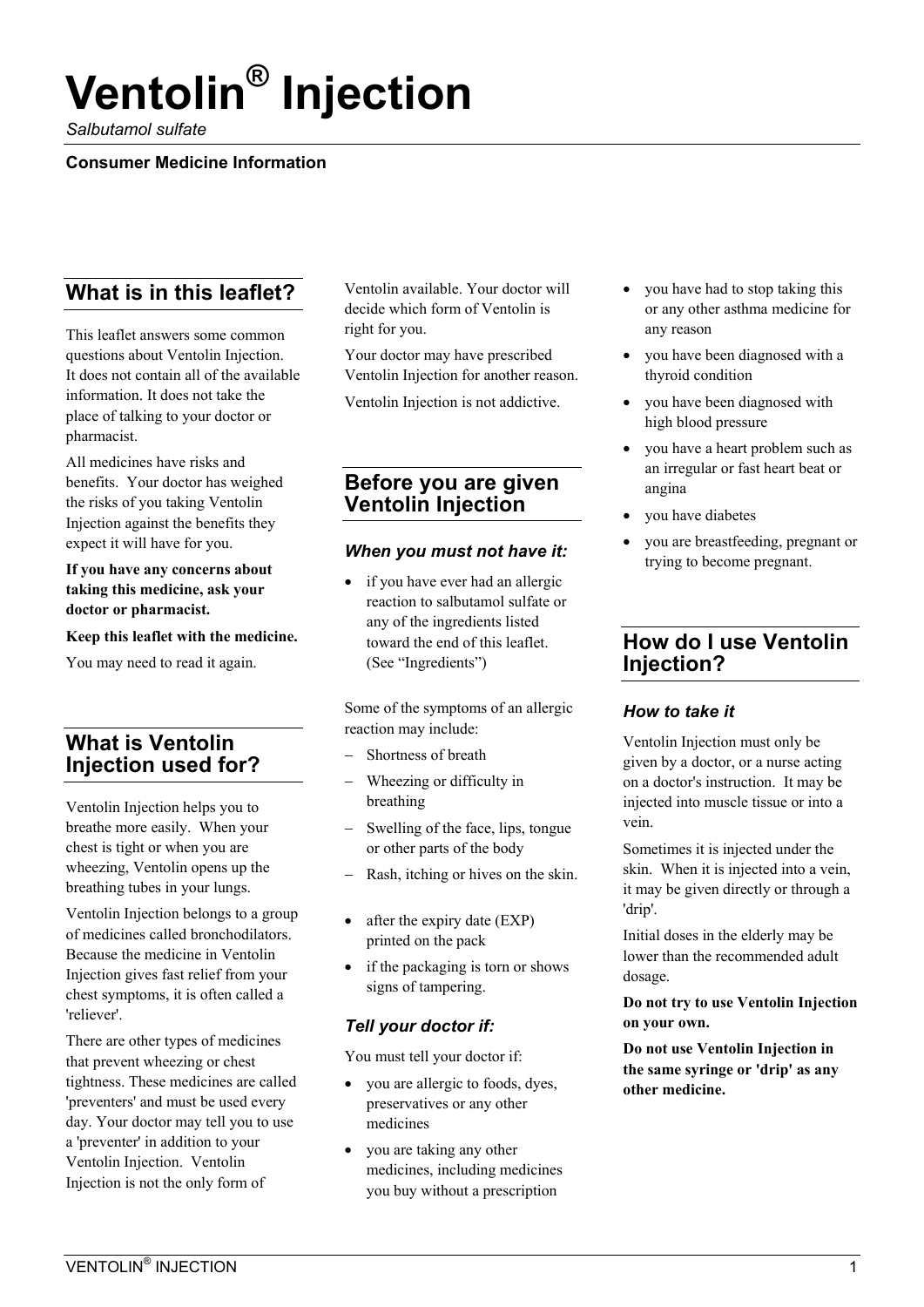# Ventolin® Injection

*Salbutamol sulfate*

**Consumer Medicine Information**

## What is in this leaflet?

This leaflet answers some common questions about Ventolin Injection. It does not contain all of the available information. It does not take the place of talking to your doctor or pharmacist.

All medicines have risks and benefits. Your doctor has weighed the risks of you taking Ventolin Injection against the benefits they expect it will have for you.

**If you have any concerns about taking this medicine, ask your doctor or pharmacist.**

**Keep this leaflet with the medicine.**

You may need to read it again.

## What is Ventolin Injection used for?

Ventolin Injection helps you to breathe more easily. When your chest is tight or when you are wheezing, Ventolin opens up the breathing tubes in your lungs.

Ventolin Injection belongs to a group of medicines called bronchodilators. Because the medicine in Ventolin Injection gives fast relief from your chest symptoms, it is often called a 'reliever'.

There are other types of medicines that prevent wheezing or chest tightness. These medicines are called 'preventers' and must be used every day. Your doctor may tell you to use a 'preventer' in addition to your Ventolin Injection. Ventolin Injection is not the only form of Ventolin available. Your doctor will decide which form of Ventolin is right for you.

Your doctor may have prescribed Ventolin Injection for another reason.

Ventolin Injection is not addictive.

## Before you are given Ventolin Injection

### *When you must not have it:*

- if you have ever had an allergic reaction to salbutamol sulfate or any of the ingredients listed toward the end of this leaflet. (See "Ingredients")

Some of the symptoms of an allergic reaction may include:

- Shortness of breath
- Wheezing or difficulty in breathing
- Swelling of the face, lips, tongue or other parts of the body
- Rash, itching or hives on the skin.

- after the expiry date (EXP) printed on the pack
- if the packaging is torn or shows signs of tampering.

### *Tell your doctor if:*

You must tell your doctor if:

- you are allergic to foods, dyes, preservatives or any other medicines
- you are taking any other medicines, including medicines you buy without a prescription
- you have had to stop taking this or any other asthma medicine for any reason
- you have been diagnosed with a thyroid condition
- you have been diagnosed with high blood pressure
- you have a heart problem such as an irregular or fast heart beat or angina
- you have diabetes
- you are breastfeeding, pregnant or trying to become pregnant.

## How do I use Ventolin Injection?

### *How to take it*

Ventolin Injection must only be given by a doctor, or a nurse acting on a doctor's instruction. It may be injected into muscle tissue or into a vein.

Sometimes it is injected under the skin. When it is injected into a vein, it may be given directly or through a 'drip'.

Initial doses in the elderly may be lower than the recommended adult dosage.

**Do not try to use Ventolin Injection on your own.**

**Do not use Ventolin Injection in the same syringe or 'drip' as any other medicine.**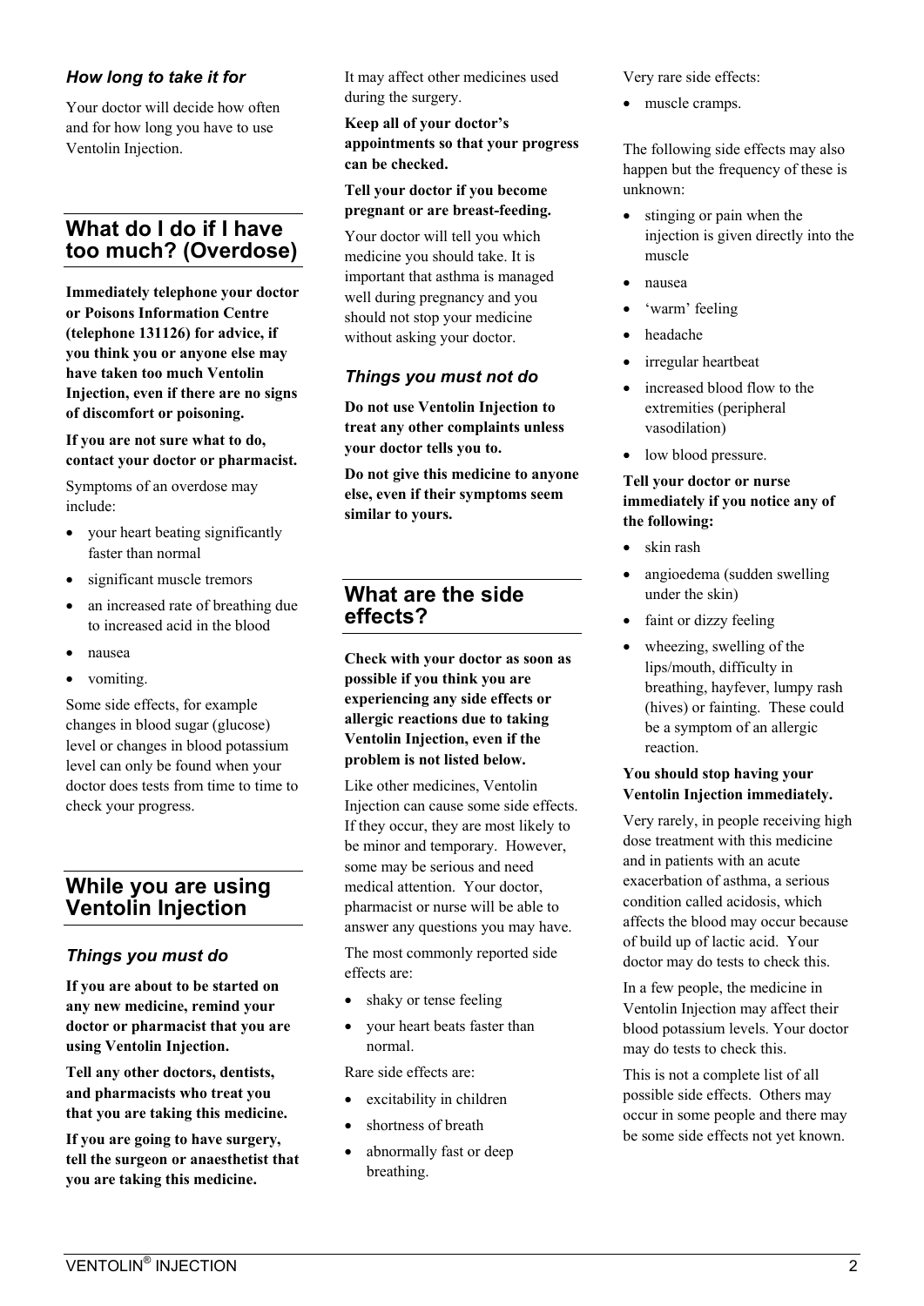### How long to take it for

Your doctor will decide how often and for how long you have to use Ventolin Injection.

## What do I do if I have too much? (Overdose)

**Immediately telephone your doctor or Poisons Information Centre (telephone 131126) for advice, if you think you or anyone else may have taken too much Ventolin Injection, even if there are no signs of discomfort or poisoning.**

**If you are not sure what to do, contact your doctor or pharmacist.**

Symptoms of an overdose may include:

- your heart beating significantly faster than normal
- significant muscle tremors
- an increased rate of breathing due to increased acid in the blood
- nausea
- vomiting.

Some side effects, for example changes in blood sugar (glucose) level or changes in blood potassium level can only be found when your doctor does tests from time to time to check your progress.

## While you are using Ventolin Injection

### Things you must do

**If you are about to be started on any new medicine, remind your doctor or pharmacist that you are using Ventolin Injection.**

**Tell any other doctors, dentists, and pharmacists who treat you that you are taking this medicine.**

**If you are going to have surgery, tell the surgeon or anaesthetist that you are taking this medicine.**

It may affect other medicines used during the surgery.

**Keep all of your doctor's appointments so that your progress can be checked.**

**Tell your doctor if you become pregnant or are breast-feeding.**

Your doctor will tell you which medicine you should take. It is important that asthma is managed well during pregnancy and you should not stop your medicine without asking your doctor.

### Things you must not do

**Do not use Ventolin Injection to treat any other complaints unless your doctor tells you to.**

**Do not give this medicine to anyone else, even if their symptoms seem similar to yours.**

## What are the side effects?

**Check with your doctor as soon as possible if you think you are experiencing any side effects or allergic reactions due to taking Ventolin Injection, even if the problem is not listed below.**

Like other medicines, Ventolin Injection can cause some side effects. If they occur, they are most likely to be minor and temporary. However, some may be serious and need medical attention. Your doctor, pharmacist or nurse will be able to answer any questions you may have.

The most commonly reported side effects are:

- shaky or tense feeling
- your heart beats faster than normal.

Rare side effects are:

- excitability in children
- shortness of breath
- abnormally fast or deep breathing.

Very rare side effects:

- muscle cramps.

The following side effects may also happen but the frequency of these is unknown:

- stinging or pain when the injection is given directly into the muscle
- nausea
- 'warm' feeling
- headache
- irregular heartbeat
- increased blood flow to the extremities (peripheral vasodilation)
- low blood pressure.

**Tell your doctor or nurse immediately if you notice any of the following:**

- skin rash
- angioedema (sudden swelling under the skin)
- faint or dizzy feeling
- wheezing, swelling of the lips/mouth, difficulty in breathing, hayfever, lumpy rash (hives) or fainting. These could be a symptom of an allergic reaction.

**You should stop having your Ventolin Injection immediately.**

Very rarely, in people receiving high dose treatment with this medicine and in patients with an acute exacerbation of asthma, a serious condition called acidosis, which affects the blood may occur because of build up of lactic acid. Your doctor may do tests to check this.

In a few people, the medicine in Ventolin Injection may affect their blood potassium levels. Your doctor may do tests to check this.

This is not a complete list of all possible side effects. Others may occur in some people and there may be some side effects not yet known.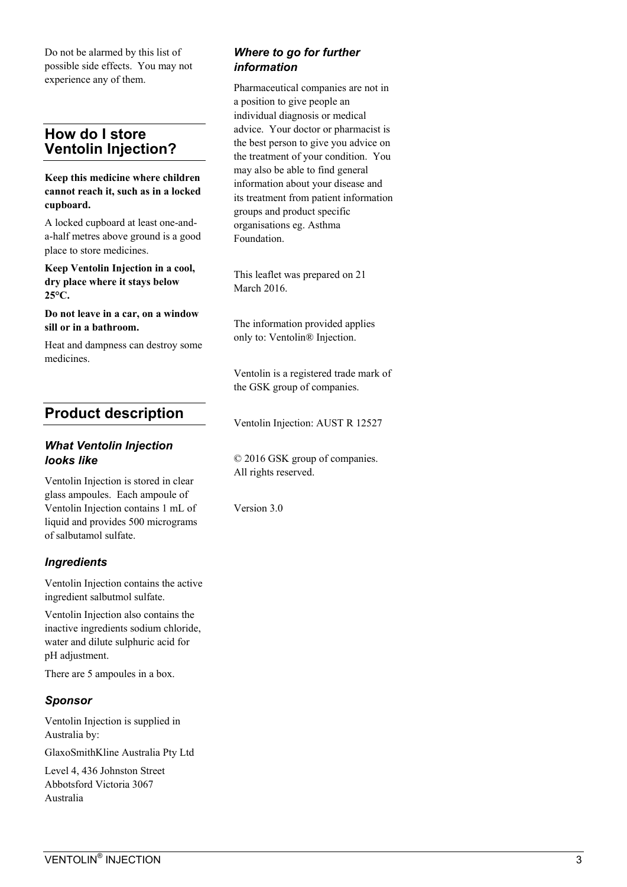Do not be alarmed by this list of possible side effects. You may not experience any of them.

## How do I store Ventolin Injection?

**Keep this medicine where children cannot reach it, such as in a locked cupboard.**

A locked cupboard at least one-and-a-half metres above ground is a good place to store medicines.

**Keep Ventolin Injection in a cool, dry place where it stays below 25°C.**

**Do not leave in a car, on a window sill or in a bathroom.**

Heat and dampness can destroy some medicines.

## Product description

### *What Ventolin Injection looks like*

Ventolin Injection is stored in clear glass ampoules. Each ampoule of Ventolin Injection contains 1 mL of liquid and provides 500 micrograms of salbutamol sulfate.

### *Ingredients*

Ventolin Injection contains the active ingredient salbutmol sulfate.

Ventolin Injection also contains the inactive ingredients sodium chloride, water and dilute sulphuric acid for pH adjustment.

There are 5 ampoules in a box.

### *Sponsor*

Ventolin Injection is supplied in Australia by:

GlaxoSmithKline Australia Pty Ltd

Level 4, 436 Johnston Street
Abbotsford Victoria 3067
Australia

### *Where to go for further information*

Pharmaceutical companies are not in a position to give people an individual diagnosis or medical advice. Your doctor or pharmacist is the best person to give you advice on the treatment of your condition. You may also be able to find general information about your disease and its treatment from patient information groups and product specific organisations eg. Asthma Foundation.

This leaflet was prepared on 21 March 2016.

The information provided applies only to: Ventolin® Injection.

Ventolin is a registered trade mark of the GSK group of companies.

Ventolin Injection: AUST R 12527

© 2016 GSK group of companies. All rights reserved.

Version 3.0